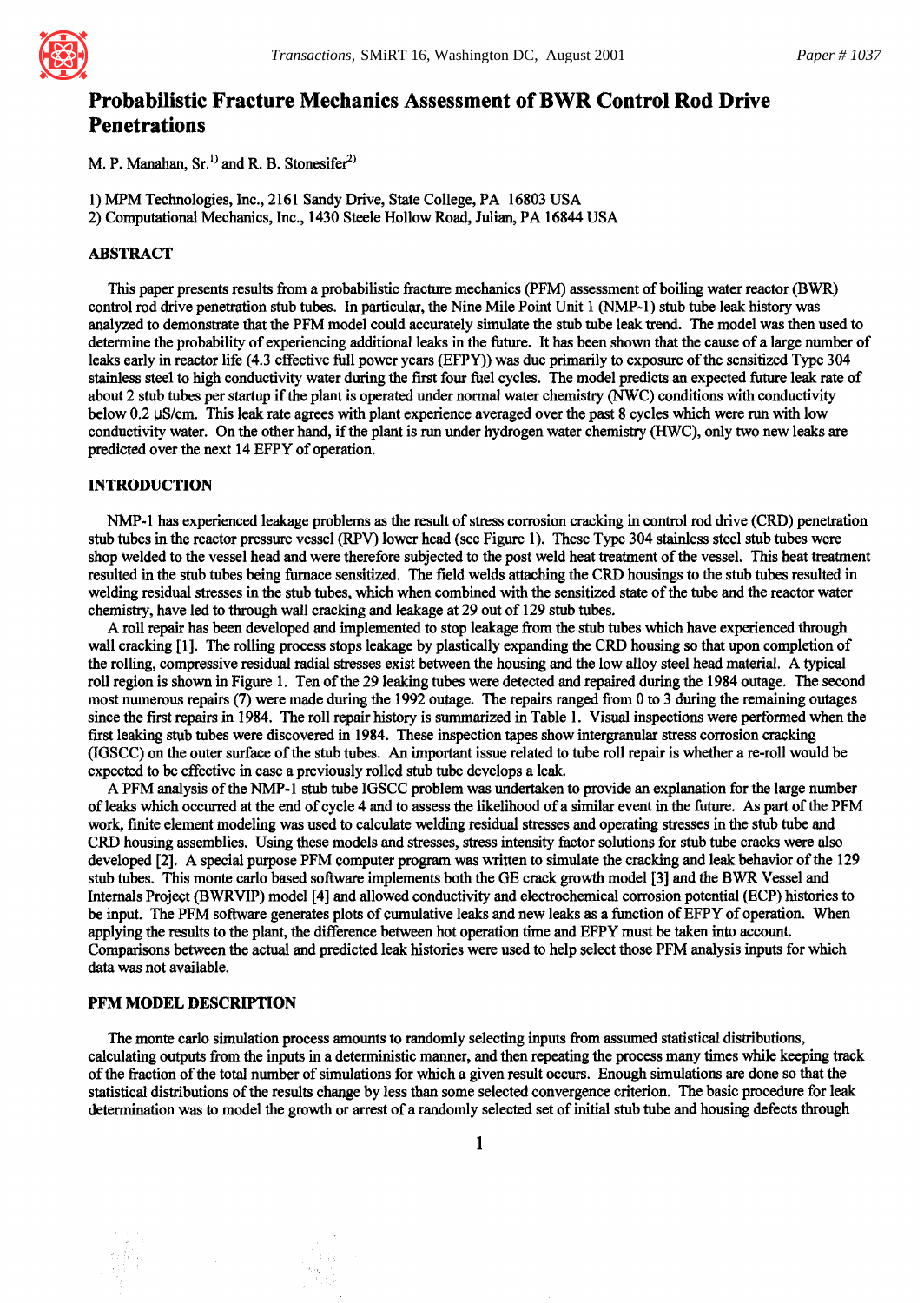# Probabilistic Fracture Mechanics Assessment of BWR Control Rod Drive Penetrations

M. P. Manahan, Sr.[1] and R. B. Stonesifer[2]

1) MPM Technologies, Inc., 2161 Sandy Drive, State College, PA 16803 USA
2) Computational Mechanics, Inc., 1430 Steele Hollow Road, Julian, PA 16844 USA

## ABSTRACT

This paper presents results from a probabilistic fracture mechanics (PFM) assessment of boiling water reactor (BWR) control rod drive penetration stub tubes. In particular, the Nine Mile Point Unit 1 (NMP-1) stub tube leak history was analyzed to demonstrate that the PFM model could accurately simulate the stub tube leak trend. The model was then used to determine the probability of experiencing additional leaks in the future. It has been shown that the cause of a large number of leaks early in reactor life (4.3 effective full power years (EFPY)) was due primarily to exposure of the sensitized Type 304 stainless steel to high conductivity water during the first four fuel cycles. The model predicts an expected future leak rate of about 2 stub tubes per startup if the plant is operated under normal water chemistry (NWC) conditions with conductivity below 0.2 μS/cm. This leak rate agrees with plant experience averaged over the past 8 cycles which were run with low conductivity water. On the other hand, if the plant is run under hydrogen water chemistry (HWC), only two new leaks are predicted over the next 14 EFPY of operation.

## INTRODUCTION

NMP-1 has experienced leakage problems as the result of stress corrosion cracking in control rod drive (CRD) penetration stub tubes in the reactor pressure vessel (RPV) lower head (see Figure 1). These Type 304 stainless steel stub tubes were shop welded to the vessel head and were therefore subjected to the post weld heat treatment of the vessel. This heat treatment resulted in the stub tubes being furnace sensitized. The field welds attaching the CRD housings to the stub tubes resulted in welding residual stresses in the stub tubes, which when combined with the sensitized state of the tube and the reactor water chemistry, have led to through wall cracking and leakage at 29 out of 129 stub tubes.

A roll repair has been developed and implemented to stop leakage from the stub tubes which have experienced through wall cracking [1]. The rolling process stops leakage by plastically expanding the CRD housing so that upon completion of the rolling, compressive residual radial stresses exist between the housing and the low alloy steel head material. A typical roll region is shown in Figure 1. Ten of the 29 leaking tubes were detected and repaired during the 1984 outage. The second most numerous repairs (7) were made during the 1992 outage. The repairs ranged from 0 to 3 during the remaining outages since the first repairs in 1984. The roll repair history is summarized in Table 1. Visual inspections were performed when the first leaking stub tubes were discovered in 1984. These inspection tapes show intergranular stress corrosion cracking (IGSCC) on the outer surface of the stub tubes. An important issue related to tube roll repair is whether a re-roll would be expected to be effective in case a previously rolled stub tube develops a leak.

A PFM analysis of the NMP-1 stub tube IGSCC problem was undertaken to provide an explanation for the large number of leaks which occurred at the end of cycle 4 and to assess the likelihood of a similar event in the future. As part of the PFM work, finite element modeling was used to calculate welding residual stresses and operating stresses in the stub tube and CRD housing assemblies. Using these models and stresses, stress intensity factor solutions for stub tube cracks were also developed [2]. A special purpose PFM computer program was written to simulate the cracking and leak behavior of the 129 stub tubes. This monte carlo based software implements both the GE crack growth model [3] and the BWR Vessel and Internals Project (BWRVIP) model [4] and allowed conductivity and electrochemical corrosion potential (ECP) histories to be input. The PFM software generates plots of cumulative leaks and new leaks as a function of EFPY of operation. When applying the results to the plant, the difference between hot operation time and EFPY must be taken into account. Comparisons between the actual and predicted leak histories were used to help select those PFM analysis inputs for which data was not available.

## PFM MODEL DESCRIPTION

The monte carlo simulation process amounts to randomly selecting inputs from assumed statistical distributions, calculating outputs from the inputs in a deterministic manner, and then repeating the process many times while keeping track of the fraction of the total number of simulations for which a given result occurs. Enough simulations are done so that the statistical distributions of the results change by less than some selected convergence criterion. The basic procedure for leak determination was to model the growth or arrest of a randomly selected set of initial stub tube and housing defects through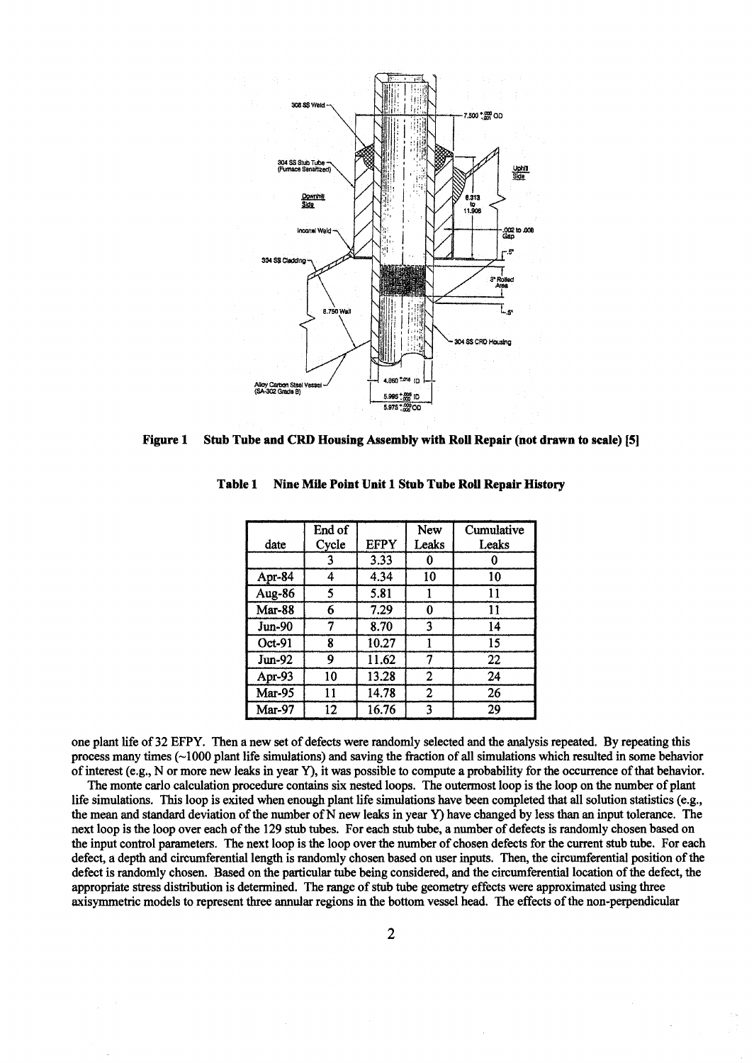**Figure 1 Stub Tube and CRD Housing Assembly with Roll Repair (not drawn to scale) [5]**

**Table 1 Nine Mile Point Unit 1 Stub Tube Roll Repair History**

| date | End of Cycle | EFPY | New Leaks | Cumulative Leaks |
|---|---|---|---|---|
| | 3 | 3.33 | 0 | 0 |
| Apr-84 | 4 | 4.34 | 10 | 10 |
| Aug-86 | 5 | 5.81 | 1 | 11 |
| Mar-88 | 6 | 7.29 | 0 | 11 |
| Jun-90 | 7 | 8.70 | 3 | 14 |
| Oct-91 | 8 | 10.27 | 1 | 15 |
| Jun-92 | 9 | 11.62 | 7 | 22 |
| Apr-93 | 10 | 13.28 | 2 | 24 |
| Mar-95 | 11 | 14.78 | 2 | 26 |
| Mar-97 | 12 | 16.76 | 3 | 29 |

one plant life of 32 EFPY. Then a new set of defects were randomly selected and the analysis repeated. By repeating this process many times (~1000 plant life simulations) and saving the fraction of all simulations which resulted in some behavior of interest (e.g., N or more new leaks in year Y), it was possible to compute a probability for the occurrence of that behavior.

The monte carlo calculation procedure contains six nested loops. The outermost loop is the loop on the number of plant life simulations. This loop is exited when enough plant life simulations have been completed that all solution statistics (e.g., the mean and standard deviation of the number of N new leaks in year Y) have changed by less than an input tolerance. The next loop is the loop over each of the 129 stub tubes. For each stub tube, a number of defects is randomly chosen based on the input control parameters. The next loop is the loop over the number of chosen defects for the current stub tube. For each defect, a depth and circumferential length is randomly chosen based on user inputs. Then, the circumferential position of the defect is randomly chosen. Based on the particular tube being considered, and the circumferential location of the defect, the appropriate stress distribution is determined. The range of stub tube geometry effects were approximated using three axisymmetric models to represent three annular regions in the bottom vessel head. The effects of the non-perpendicular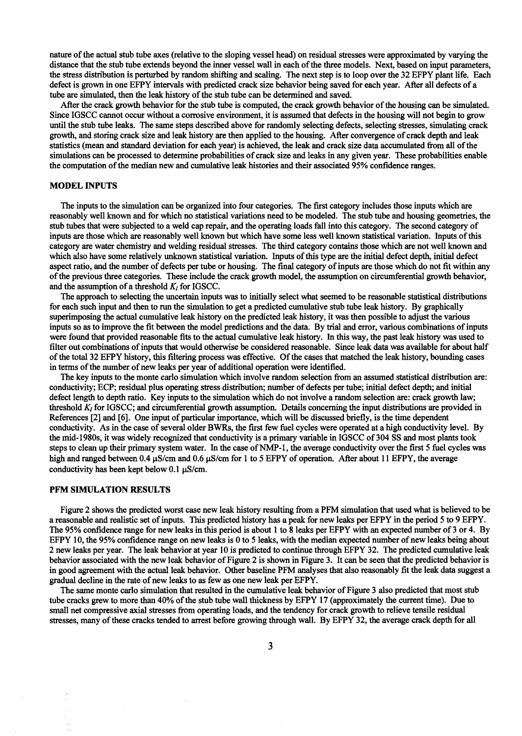nature of the actual stub tube axes (relative to the sloping vessel head) on residual stresses were approximated by varying the distance that the stub tube extends beyond the inner vessel wall in each of the three models. Next, based on input parameters, the stress distribution is perturbed by random shifting and scaling. The next step is to loop over the 32 EFPY plant life. Each defect is grown in one EFPY intervals with predicted crack size behavior being saved for each year. After all defects of a tube are simulated, then the leak history of the stub tube can be determined and saved.

After the crack growth behavior for the stub tube is computed, the crack growth behavior of the housing can be simulated. Since IGSCC cannot occur without a corrosive environment, it is assumed that defects in the housing will not begin to grow until the stub tube leaks. The same steps described above for randomly selecting defects, selecting stresses, simulating crack growth, and storing crack size and leak history are then applied to the housing. After convergence of crack depth and leak statistics (mean and standard deviation for each year) is achieved, the leak and crack size data accumulated from all of the simulations can be processed to determine probabilities of crack size and leaks in any given year. These probabilities enable the computation of the median new and cumulative leak histories and their associated 95% confidence ranges.

## MODEL INPUTS

The inputs to the simulation can be organized into four categories. The first category includes those inputs which are reasonably well known and for which no statistical variations need to be modeled. The stub tube and housing geometries, the stub tubes that were subjected to a weld cap repair, and the operating loads fall into this category. The second category of inputs are those which are reasonably well known but which have some less well known statistical variation. Inputs of this category are water chemistry and welding residual stresses. The third category contains those which are not well known and which also have some relatively unknown statistical variation. Inputs of this type are the initial defect depth, initial defect aspect ratio, and the number of defects per tube or housing. The final category of inputs are those which do not fit within any of the previous three categories. These include the crack growth model, the assumption on circumferential growth behavior, and the assumption of a threshold $K_I$ for IGSCC.

The approach to selecting the uncertain inputs was to initially select what seemed to be reasonable statistical distributions for each such input and then to run the simulation to get a predicted cumulative stub tube leak history. By graphically superimposing the actual cumulative leak history on the predicted leak history, it was then possible to adjust the various inputs so as to improve the fit between the model predictions and the data. By trial and error, various combinations of inputs were found that provided reasonable fits to the actual cumulative leak history. In this way, the past leak history was used to filter out combinations of inputs that would otherwise be considered reasonable. Since leak data was available for about half of the total 32 EFPY history, this filtering process was effective. Of the cases that matched the leak history, bounding cases in terms of the number of new leaks per year of additional operation were identified.

The key inputs to the monte carlo simulation which involve random selection from an assumed statistical distribution are: conductivity; ECP; residual plus operating stress distribution; number of defects per tube; initial defect depth; and initial defect length to depth ratio. Key inputs to the simulation which do not involve a random selection are: crack growth law; threshold $K_I$ for IGSCC; and circumferential growth assumption. Details concerning the input distributions are provided in References [2] and [6]. One input of particular importance, which will be discussed briefly, is the time dependent conductivity. As in the case of several older BWRs, the first few fuel cycles were operated at a high conductivity level. By the mid-1980s, it was widely recognized that conductivity is a primary variable in IGSCC of 304 SS and most plants took steps to clean up their primary system water. In the case of NMP-1, the average conductivity over the first 5 fuel cycles was high and ranged between 0.4 μS/cm and 0.6 μS/cm for 1 to 5 EFPY of operation. After about 11 EFPY, the average conductivity has been kept below 0.1 μS/cm.

## PFM SIMULATION RESULTS

Figure 2 shows the predicted worst case new leak history resulting from a PFM simulation that used what is believed to be a reasonable and realistic set of inputs. This predicted history has a peak for new leaks per EFPY in the period 5 to 9 EFPY. The 95% confidence range for new leaks in this period is about 1 to 8 leaks per EFPY with an expected number of 3 or 4. By EFPY 10, the 95% confidence range on new leaks is 0 to 5 leaks, with the median expected number of new leaks being about 2 new leaks per year. The leak behavior at year 10 is predicted to continue through EFPY 32. The predicted cumulative leak behavior associated with the new leak behavior of Figure 2 is shown in Figure 3. It can be seen that the predicted behavior is in good agreement with the actual leak behavior. Other baseline PFM analyses that also reasonably fit the leak data suggest a gradual decline in the rate of new leaks to as few as one new leak per EFPY.

The same monte carlo simulation that resulted in the cumulative leak behavior of Figure 3 also predicted that most stub tube cracks grew to more than 40% of the stub tube wall thickness by EFPY 17 (approximately the current time). Due to small net compressive axial stresses from operating loads, and the tendency for crack growth to relieve tensile residual stresses, many of these cracks tended to arrest before growing through wall. By EFPY 32, the average crack depth for all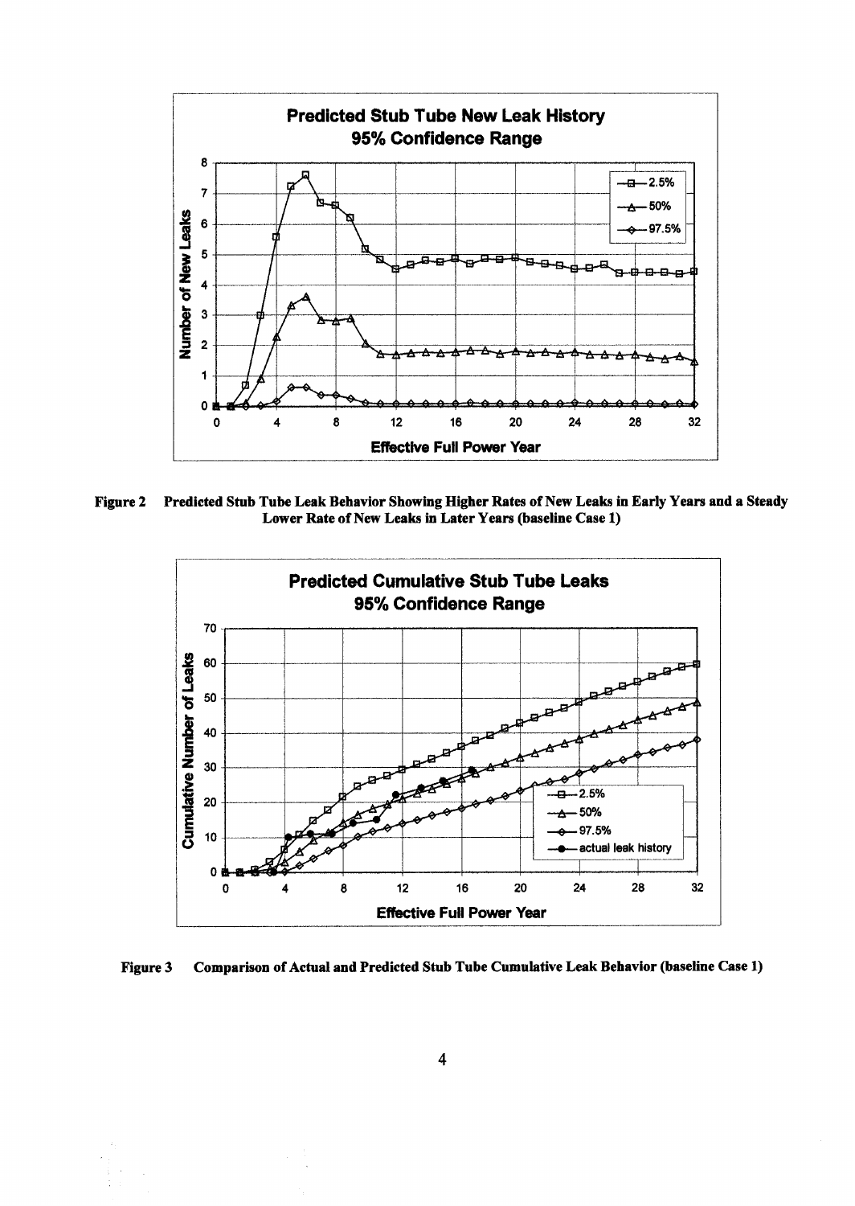Figure 2 Predicted Stub Tube Leak Behavior Showing Higher Rates of New Leaks in Early Years and a Steady Lower Rate of New Leaks in Later Years (baseline Case 1)

Figure 3 Comparison of Actual and Predicted Stub Tube Cumulative Leak Behavior (baseline Case 1)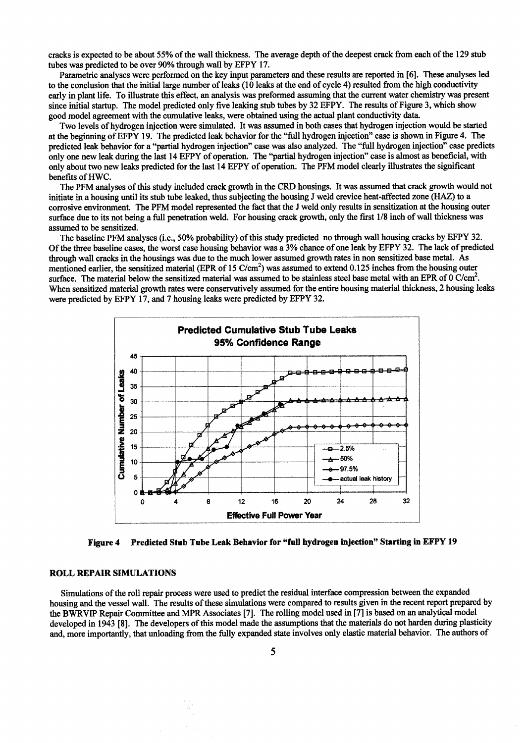cracks is expected to be about 55% of the wall thickness. The average depth of the deepest crack from each of the 129 stub tubes was predicted to be over 90% through wall by EFPY 17.

Parametric analyses were performed on the key input parameters and these results are reported in [6]. These analyses led to the conclusion that the initial large number of leaks (10 leaks at the end of cycle 4) resulted from the high conductivity early in plant life. To illustrate this effect, an analysis was preformed assuming that the current water chemistry was present since initial startup. The model predicted only five leaking stub tubes by 32 EFPY. The results of Figure 3, which show good model agreement with the cumulative leaks, were obtained using the actual plant conductivity data.

Two levels of hydrogen injection were simulated. It was assumed in both cases that hydrogen injection would be started at the beginning of EFPY 19. The predicted leak behavior for the "full hydrogen injection" case is shown in Figure 4. The predicted leak behavior for a "partial hydrogen injection" case was also analyzed. The "full hydrogen injection" case predicts only one new leak during the last 14 EFPY of operation. The "partial hydrogen injection" case is almost as beneficial, with only about two new leaks predicted for the last 14 EFPY of operation. The PFM model clearly illustrates the significant benefits of HWC.

The PFM analyses of this study included crack growth in the CRD housings. It was assumed that crack growth would not initiate in a housing until its stub tube leaked, thus subjecting the housing J weld crevice heat-affected zone (HAZ) to a corrosive environment. The PFM model represented the fact that the J weld only results in sensitization at the housing outer surface due to its not being a full penetration weld. For housing crack growth, only the first 1/8 inch of wall thickness was assumed to be sensitized.

The baseline PFM analyses (i.e., 50% probability) of this study predicted no through wall housing cracks by EFPY 32. Of the three baseline cases, the worst case housing behavior was a 3% chance of one leak by EFPY 32. The lack of predicted through wall cracks in the housings was due to the much lower assumed growth rates in non sensitized base metal. As mentioned earlier, the sensitized material (EPR of 15 $C/cm^2$) was assumed to extend 0.125 inches from the housing outer surface. The material below the sensitized material was assumed to be stainless steel base metal with an EPR of 0 $C/cm^2$. When sensitized material growth rates were conservatively assumed for the entire housing material thickness, 2 housing leaks were predicted by EFPY 17, and 7 housing leaks were predicted by EFPY 32.

**Figure 4 Predicted Stub Tube Leak Behavior for "full hydrogen injection" Starting in EFPY 19**

## ROLL REPAIR SIMULATIONS

Simulations of the roll repair process were used to predict the residual interface compression between the expanded housing and the vessel wall. The results of these simulations were compared to results given in the recent report prepared by the BWRVIP Repair Committee and MPR Associates [7]. The rolling model used in [7] is based on an analytical model developed in 1943 [8]. The developers of this model made the assumptions that the materials do not harden during plasticity and, more importantly, that unloading from the fully expanded state involves only elastic material behavior. The authors of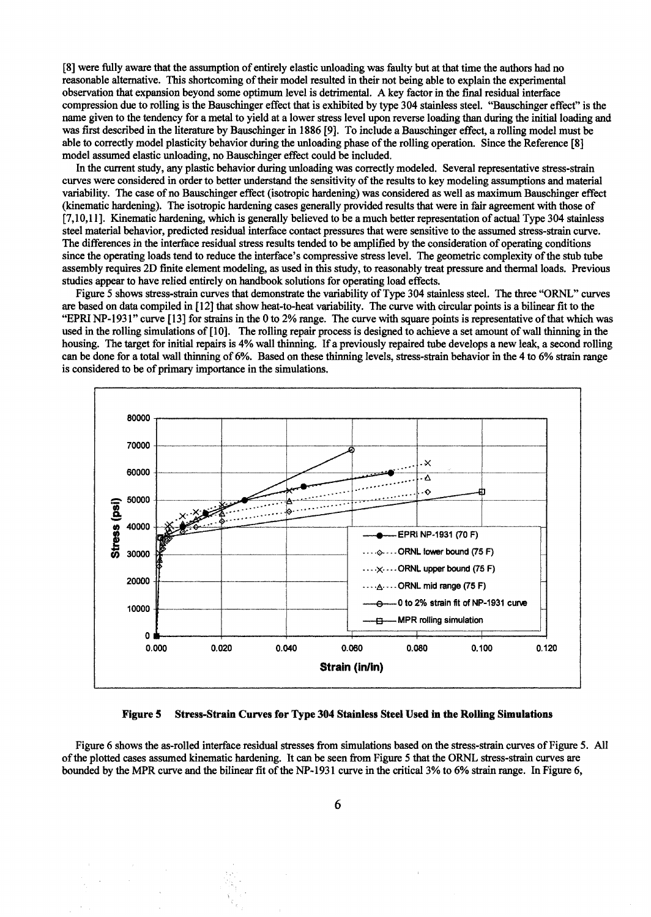[8] were fully aware that the assumption of entirely elastic unloading was faulty but at that time the authors had no reasonable alternative. This shortcoming of their model resulted in their not being able to explain the experimental observation that expansion beyond some optimum level is detrimental. A key factor in the final residual interface compression due to rolling is the Bauschinger effect that is exhibited by type 304 stainless steel. "Bauschinger effect" is the name given to the tendency for a metal to yield at a lower stress level upon reverse loading than during the initial loading and was first described in the literature by Bauschinger in 1886 [9]. To include a Bauschinger effect, a rolling model must be able to correctly model plasticity behavior during the unloading phase of the rolling operation. Since the Reference [8] model assumed elastic unloading, no Bauschinger effect could be included.

In the current study, any plastic behavior during unloading was correctly modeled. Several representative stress-strain curves were considered in order to better understand the sensitivity of the results to key modeling assumptions and material variability. The case of no Bauschinger effect (isotropic hardening) was considered as well as maximum Bauschinger effect (kinematic hardening). The isotropic hardening cases generally provided results that were in fair agreement with those of [7,10,11]. Kinematic hardening, which is generally believed to be a much better representation of actual Type 304 stainless steel material behavior, predicted residual interface contact pressures that were sensitive to the assumed stress-strain curve. The differences in the interface residual stress results tended to be amplified by the consideration of operating conditions since the operating loads tend to reduce the interface's compressive stress level. The geometric complexity of the stub tube assembly requires 2D finite element modeling, as used in this study, to reasonably treat pressure and thermal loads. Previous studies appear to have relied entirely on handbook solutions for operating load effects.

Figure 5 shows stress-strain curves that demonstrate the variability of Type 304 stainless steel. The three "ORNL" curves are based on data compiled in [12] that show heat-to-heat variability. The curve with circular points is a bilinear fit to the "EPRI NP-1931" curve [13] for strains in the 0 to 2% range. The curve with square points is representative of that which was used in the rolling simulations of [10]. The rolling repair process is designed to achieve a set amount of wall thinning in the housing. The target for initial repairs is 4% wall thinning. If a previously repaired tube develops a new leak, a second rolling can be done for a total wall thinning of 6%. Based on these thinning levels, stress-strain behavior in the 4 to 6% strain range is considered to be of primary importance in the simulations.

**Figure 5 Stress-Strain Curves for Type 304 Stainless Steel Used in the Rolling Simulations**

Figure 6 shows the as-rolled interface residual stresses from simulations based on the stress-strain curves of Figure 5. All of the plotted cases assumed kinematic hardening. It can be seen from Figure 5 that the ORNL stress-strain curves are bounded by the MPR curve and the bilinear fit of the NP-1931 curve in the critical 3% to 6% strain range. In Figure 6,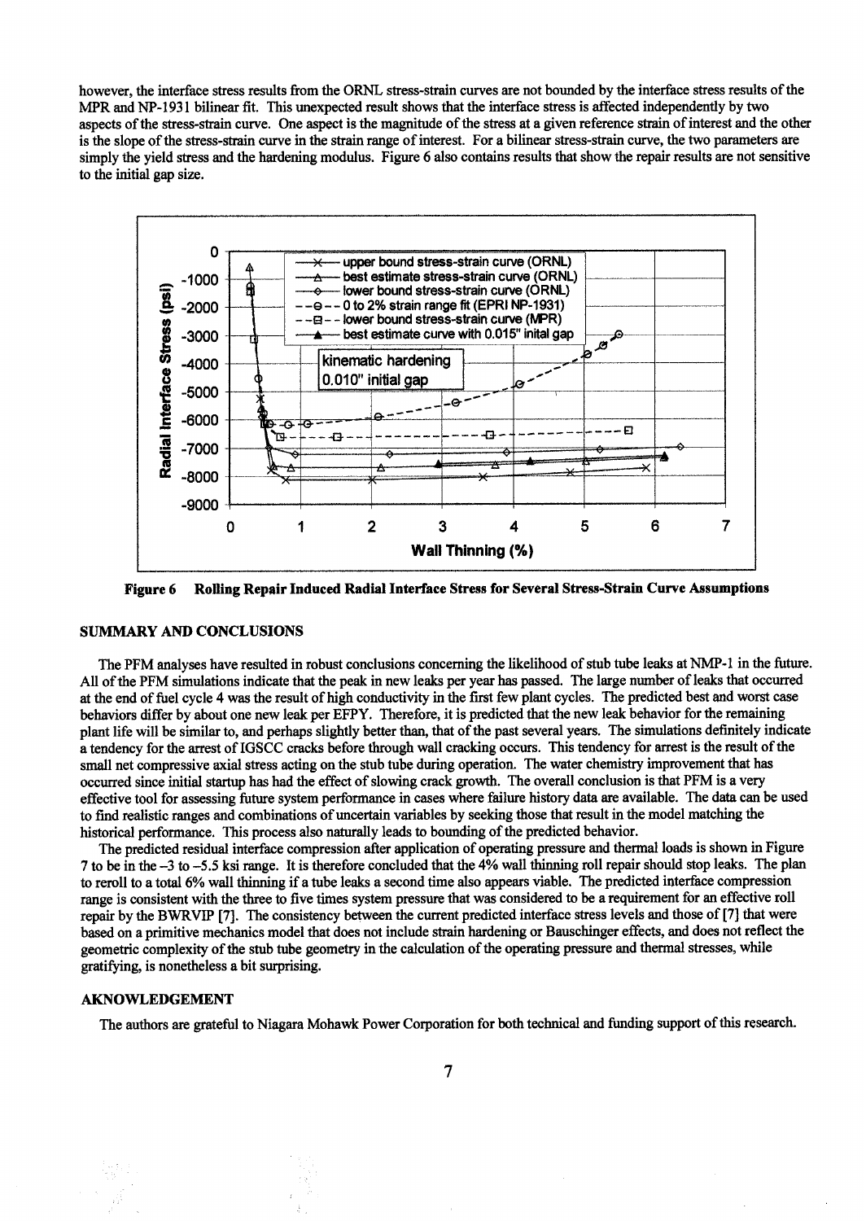however, the interface stress results from the ORNL stress-strain curves are not bounded by the interface stress results of the MPR and NP-1931 bilinear fit. This unexpected result shows that the interface stress is affected independently by two aspects of the stress-strain curve. One aspect is the magnitude of the stress at a given reference strain of interest and the other is the slope of the stress-strain curve in the strain range of interest. For a bilinear stress-strain curve, the two parameters are simply the yield stress and the hardening modulus. Figure 6 also contains results that show the repair results are not sensitive to the initial gap size.

**Figure 6 Rolling Repair Induced Radial Interface Stress for Several Stress-Strain Curve Assumptions**

## SUMMARY AND CONCLUSIONS

The PFM analyses have resulted in robust conclusions concerning the likelihood of stub tube leaks at NMP-1 in the future. All of the PFM simulations indicate that the peak in new leaks per year has passed. The large number of leaks that occurred at the end of fuel cycle 4 was the result of high conductivity in the first few plant cycles. The predicted best and worst case behaviors differ by about one new leak per EFPY. Therefore, it is predicted that the new leak behavior for the remaining plant life will be similar to, and perhaps slightly better than, that of the past several years. The simulations definitely indicate a tendency for the arrest of IGSCC cracks before through wall cracking occurs. This tendency for arrest is the result of the small net compressive axial stress acting on the stub tube during operation. The water chemistry improvement that has occurred since initial startup has had the effect of slowing crack growth. The overall conclusion is that PFM is a very effective tool for assessing future system performance in cases where failure history data are available. The data can be used to find realistic ranges and combinations of uncertain variables by seeking those that result in the model matching the historical performance. This process also naturally leads to bounding of the predicted behavior.

The predicted residual interface compression after application of operating pressure and thermal loads is shown in Figure 7 to be in the –3 to –5.5 ksi range. It is therefore concluded that the 4% wall thinning roll repair should stop leaks. The plan to reroll to a total 6% wall thinning if a tube leaks a second time also appears viable. The predicted interface compression range is consistent with the three to five times system pressure that was considered to be a requirement for an effective roll repair by the BWRVIP [7]. The consistency between the current predicted interface stress levels and those of [7] that were based on a primitive mechanics model that does not include strain hardening or Bauschinger effects, and does not reflect the geometric complexity of the stub tube geometry in the calculation of the operating pressure and thermal stresses, while gratifying, is nonetheless a bit surprising.

## AKNOWLEDGEMENT

The authors are grateful to Niagara Mohawk Power Corporation for both technical and funding support of this research.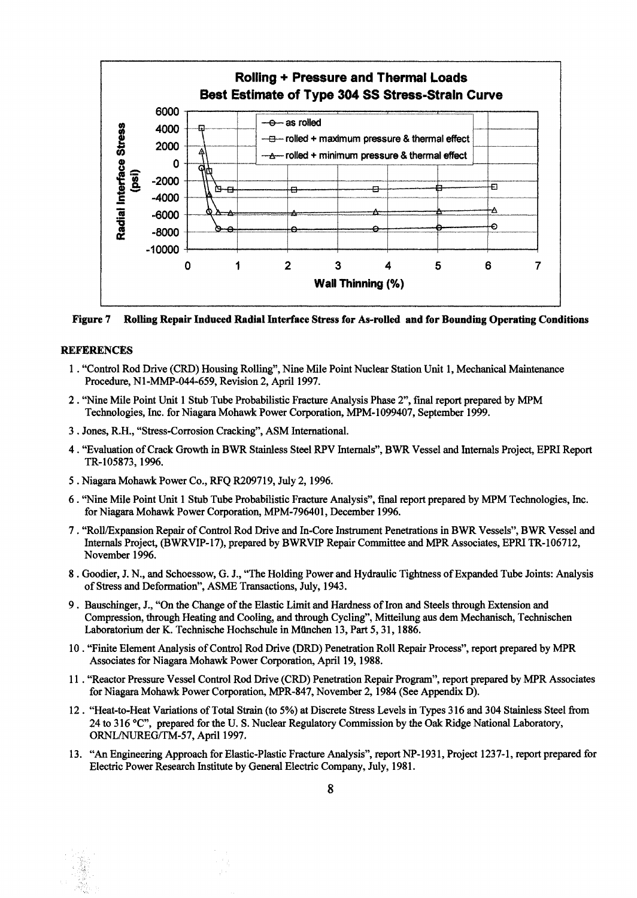Rolling + Pressure and Thermal Loads
Best Estimate of Type 304 SS Stress-Strain Curve

Radial Interface Stress (psi)

6000
4000
2000
0
-2000
-4000
-6000
-8000
-10000

0 1 2 3 4 5 6 7

Wall Thinning (%)

as rolled
rolled + maximum pressure & thermal effect
rolled + minimum pressure & thermal effect

**Figure 7 Rolling Repair Induced Radial Interface Stress for As-rolled and for Bounding Operating Conditions**

## REFERENCES

1. "Control Rod Drive (CRD) Housing Rolling", Nine Mile Point Nuclear Station Unit 1, Mechanical Maintenance Procedure, N1-MMP-044-659, Revision 2, April 1997.
2. "Nine Mile Point Unit 1 Stub Tube Probabilistic Fracture Analysis Phase 2", final report prepared by MPM Technologies, Inc. for Niagara Mohawk Power Corporation, MPM-1099407, September 1999.
3. Jones, R.H., "Stress-Corrosion Cracking", ASM International.
4. "Evaluation of Crack Growth in BWR Stainless Steel RPV Internals", BWR Vessel and Internals Project, EPRI Report TR-105873, 1996.
5. Niagara Mohawk Power Co., RFQ R209719, July 2, 1996.
6. "Nine Mile Point Unit 1 Stub Tube Probabilistic Fracture Analysis", final report prepared by MPM Technologies, Inc. for Niagara Mohawk Power Corporation, MPM-796401, December 1996.
7. "Roll/Expansion Repair of Control Rod Drive and In-Core Instrument Penetrations in BWR Vessels", BWR Vessel and Internals Project, (BWRVIP-17), prepared by BWRVIP Repair Committee and MPR Associates, EPRI TR-106712, November 1996.
8. Goodier, J. N., and Schoessow, G. J., "The Holding Power and Hydraulic Tightness of Expanded Tube Joints: Analysis of Stress and Deformation", ASME Transactions, July, 1943.
9. Bauschinger, J., "On the Change of the Elastic Limit and Hardness of Iron and Steels through Extension and Compression, through Heating and Cooling, and through Cycling", Mitteilung aus dem Mechanisch, Technischen Laboratorium der K. Technische Hochschule in München 13, Part 5, 31, 1886.
10. "Finite Element Analysis of Control Rod Drive (DRD) Penetration Roll Repair Process", report prepared by MPR Associates for Niagara Mohawk Power Corporation, April 19, 1988.
11. "Reactor Pressure Vessel Control Rod Drive (CRD) Penetration Repair Program", report prepared by MPR Associates for Niagara Mohawk Power Corporation, MPR-847, November 2, 1984 (See Appendix D).
12. "Heat-to-Heat Variations of Total Strain (to 5%) at Discrete Stress Levels in Types 316 and 304 Stainless Steel from 24 to 316 °C", prepared for the U. S. Nuclear Regulatory Commission by the Oak Ridge National Laboratory, ORNL/NUREG/TM-57, April 1997.
13. "An Engineering Approach for Elastic-Plastic Fracture Analysis", report NP-1931, Project 1237-1, report prepared for Electric Power Research Institute by General Electric Company, July, 1981.